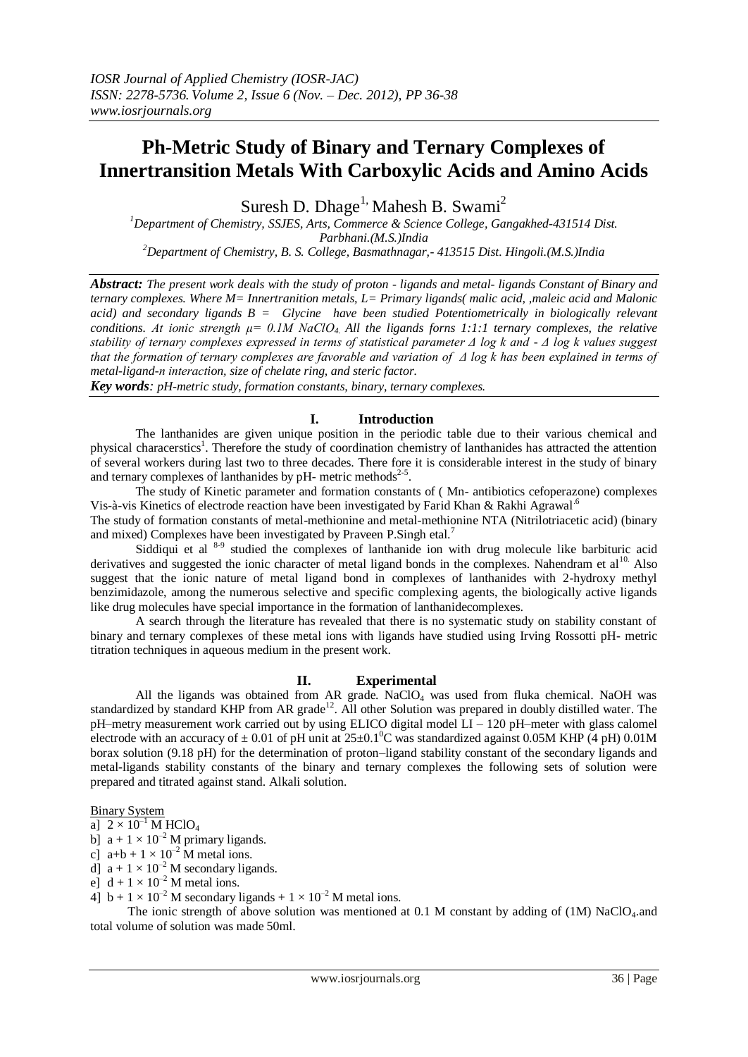# Ph-Metric Study of Binary and Ternary Complexes of Innertransition Metals With Carboxylic Acids and Amino Acids

Suresh D. Dhage[1,] Mahesh B. Swami[2]

[1]Department of Chemistry, SSJES, Arts, Commerce & Science College, Gangakhed-431514 Dist. Parbhani.(M.S.)India

[2]Department of Chemistry, B. S. College, Basmathnagar,- 413515 Dist. Hingoli.(M.S.)India

***Abstract:*** *The present work deals with the study of proton - ligands and metal- ligands Constant of Binary and ternary complexes. Where M= Innertranition metals, L= Primary ligands( malic acid, ,maleic acid and Malonic acid) and secondary ligands B = Glycine have been studied Potentiometrically in biologically relevant conditions. At ionic strength $\mu = 0.1M$ $NaClO_4$. All the ligands forns 1:1:1 ternary complexes, the relative stability of ternary complexes expressed in terms of statistical parameter $\Delta \log k$ and - $\Delta \log k$ values suggest that the formation of ternary complexes are favorable and variation of $\Delta \log k$ has been explained in terms of metal-ligand-n interaction, size of chelate ring, and steric factor.*

***Key words****: pH-metric study, formation constants, binary, ternary complexes.*

## I. Introduction

The lanthanides are given unique position in the periodic table due to their various chemical and physical characerstics[1]. Therefore the study of coordination chemistry of lanthanides has attracted the attention of several workers during last two to three decades. There fore it is considerable interest in the study of binary and ternary complexes of lanthanides by pH- metric methods[2-5].

The study of Kinetic parameter and formation constants of ( Mn- antibiotics cefoperazone) complexes Vis-à-vis Kinetics of electrode reaction have been investigated by Farid Khan & Rakhi Agrawal[6]

The study of formation constants of metal-methionine and metal-methionine NTA (Nitrilotriacetic acid) (binary and mixed) Complexes have been investigated by Praveen P.Singh etal.[7]

Siddiqui et al [8-9] studied the complexes of lanthanide ion with drug molecule like barbituric acid derivatives and suggested the ionic character of metal ligand bonds in the complexes. Nahendram et al[10] Also suggest that the ionic nature of metal ligand bond in complexes of lanthanides with 2-hydroxy methyl benzimidazole, among the numerous selective and specific complexing agents, the biologically active ligands like drug molecules have special importance in the formation of lanthanidecomplexes.

A search through the literature has revealed that there is no systematic study on stability constant of binary and ternary complexes of these metal ions with ligands have studied using Irving Rossotti pH- metric titration techniques in aqueous medium in the present work.

## II. Experimental

All the ligands was obtained from AR grade. $NaClO_4$ was used from fluka chemical. NaOH was standardized by standard KHP from AR grade[12]. All other Solution was prepared in doubly distilled water. The pH–metry measurement work carried out by using ELICO digital model LI – 120 pH–meter with glass calomel electrode with an accuracy of $\pm$ 0.01 of pH unit at $25\pm0.1^0$C was standardized against 0.05M KHP (4 pH) 0.01M borax solution (9.18 pH) for the determination of proton–ligand stability constant of the secondary ligands and metal-ligands stability constants of the binary and ternary complexes the following sets of solution were prepared and titrated against stand. Alkali solution.

Binary System

a] $2 \times 10^{-1}$ M $HClO_4$

b] a + $1 \times 10^{-2}$ M primary ligands.

c] a+b + $1 \times 10^{-2}$ M metal ions.

d] a + $1 \times 10^{-2}$ M secondary ligands.

e] d + $1 \times 10^{-2}$ M metal ions.

4] b + $1 \times 10^{-2}$ M secondary ligands + $1 \times 10^{-2}$ M metal ions.

The ionic strength of above solution was mentioned at 0.1 M constant by adding of (1M) $NaClO_4$.and total volume of solution was made 50ml.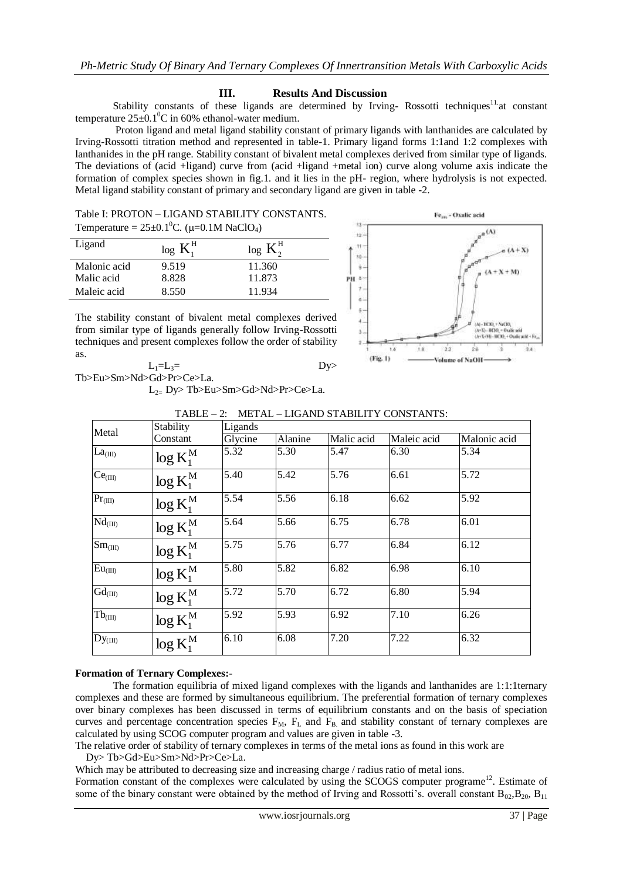## III. Results And Discussion

Stability constants of these ligands are determined by Irving- Rossotti techniques[11] at constant temperature $25\pm0.1^0$C in 60% ethanol-water medium.

Proton ligand and metal ligand stability constant of primary ligands with lanthanides are calculated by Irving-Rossotti titration method and represented in table-1. Primary ligand forms 1:1and 1:2 complexes with lanthanides in the pH range. Stability constant of bivalent metal complexes derived from similar type of ligands. The deviations of (acid +ligand) curve from (acid +ligand +metal ion) curve along volume axis indicate the formation of complex species shown in fig.1. and it lies in the pH- region, where hydrolysis is not expected. Metal ligand stability constant of primary and secondary ligand are given in table -2.

Table I: PROTON – LIGAND STABILITY CONSTANTS.
Temperature = $25\pm0.1^0$C. ($\mu$=0.1M $NaClO_4$)

| Ligand | $\log K_1^H$ | $\log K_2^H$ |
|---|---|---|
| Malonic acid | 9.519 | 11.360 |
| Malic acid | 8.828 | 11.873 |
| Maleic acid | 8.550 | 11.934 |

The stability constant of bivalent metal complexes derived from similar type of ligands generally follow Irving-Rossotti techniques and present complexes follow the order of stability as.

$L_1=L_3=$ Dy> Tb>Eu>Sm>Nd>Gd>Pr>Ce>La.

$L_2=$ Dy> Tb>Eu>Sm>Gd>Nd>Pr>Ce>La.

TABLE – 2: METAL – LIGAND STABILITY CONSTANTS:

| Metal | Stability Constant | Glycine | Alanine | Malic acid | Maleic acid | Malonic acid |
|---|---|---|---|---|---|---|
| $La_{(III)}$ | $\log K_1^M$ | 5.32 | 5.30 | 5.47 | 6.30 | 5.34 |
| $Ce_{(III)}$ | $\log K_1^M$ | 5.40 | 5.42 | 5.76 | 6.61 | 5.72 |
| $Pr_{(III)}$ | $\log K_1^M$ | 5.54 | 5.56 | 6.18 | 6.62 | 5.92 |
| $Nd_{(III)}$ | $\log K_1^M$ | 5.64 | 5.66 | 6.75 | 6.78 | 6.01 |
| $Sm_{(III)}$ | $\log K_1^M$ | 5.75 | 5.76 | 6.77 | 6.84 | 6.12 |
| $Eu_{(III)}$ | $\log K_1^M$ | 5.80 | 5.82 | 6.82 | 6.98 | 6.10 |
| $Gd_{(III)}$ | $\log K_1^M$ | 5.72 | 5.70 | 6.72 | 6.80 | 5.94 |
| $Tb_{(III)}$ | $\log K_1^M$ | 5.92 | 5.93 | 6.92 | 7.10 | 6.26 |
| $Dy_{(III)}$ | $\log K_1^M$ | 6.10 | 6.08 | 7.20 | 7.22 | 6.32 |

**Formation of Ternary Complexes:-**

The formation equilibria of mixed ligand complexes with the ligands and lanthanides are 1:1:1ternary complexes and these are formed by simultaneous equilibrium. The preferential formation of ternary complexes over binary complexes has been discussed in terms of equilibrium constants and on the basis of speciation curves and percentage concentration species $F_M$, $F_L$ and $F_B$ and stability constant of ternary complexes are calculated by using SCOG computer program and values are given in table -3.

The relative order of stability of ternary complexes in terms of the metal ions as found in this work are

Dy> Tb>Gd>Eu>Sm>Nd>Pr>Ce>La.

Which may be attributed to decreasing size and increasing charge / radius ratio of metal ions.

Formation constant of the complexes were calculated by using the SCOGS computer programe[12]. Estimate of some of the binary constant were obtained by the method of Irving and Rossotti's. overall constant $B_{02}$,$B_{20}$, $B_{11}$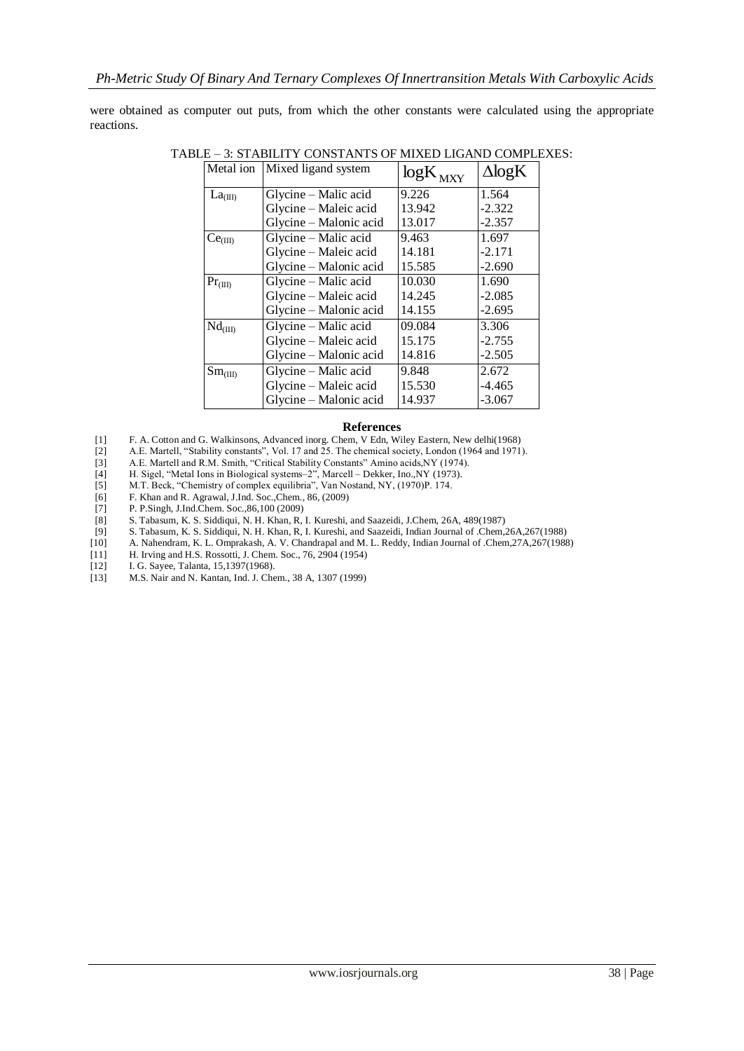were obtained as computer out puts, from which the other constants were calculated using the appropriate reactions.

TABLE – 3: STABILITY CONSTANTS OF MIXED LIGAND COMPLEXES:

| Metal ion | Mixed ligand system | $\log K_{MXY}$ | $\Delta \log K$ |
|---|---|---|---|
| $La_{(III)}$ | Glycine – Malic acid | 9.226 | 1.564 |
| | Glycine – Maleic acid | 13.942 | -2.322 |
| | Glycine – Malonic acid | 13.017 | -2.357 |
| $Ce_{(III)}$ | Glycine – Malic acid | 9.463 | 1.697 |
| | Glycine – Maleic acid | 14.181 | -2.171 |
| | Glycine – Malonic acid | 15.585 | -2.690 |
| $Pr_{(III)}$ | Glycine – Malic acid | 10.030 | 1.690 |
| | Glycine – Maleic acid | 14.245 | -2.085 |
| | Glycine – Malonic acid | 14.155 | -2.695 |
| $Nd_{(III)}$ | Glycine – Malic acid | 09.084 | 3.306 |
| | Glycine – Maleic acid | 15.175 | -2.755 |
| | Glycine – Malonic acid | 14.816 | -2.505 |
| $Sm_{(III)}$ | Glycine – Malic acid | 9.848 | 2.672 |
| | Glycine – Maleic acid | 15.530 | -4.465 |
| | Glycine – Malonic acid | 14.937 | -3.067 |

## References

[1] F. A. Cotton and G. Walkinsons, Advanced inorg. Chem, V Edn, Wiley Eastern, New delhi(1968)
[2] A.E. Martell, "Stability constants", Vol. 17 and 25. The chemical society, London (1964 and 1971).
[3] A.E. Martell and R.M. Smith, "Critical Stability Constants" Amino acids,NY (1974).
[4] H. Sigel, "Metal Ions in Biological systems–2", Marcell – Dekker, Ino.,NY (1973).
[5] M.T. Beck, "Chemistry of complex equilibria", Van Nostand, NY, (1970)P. 174.
[6] F. Khan and R. Agrawal, J.Ind. Soc.,Chem., 86, (2009)
[7] P. P.Singh, J.Ind.Chem. Soc.,86,100 (2009)
[8] S. Tabasum, K. S. Siddiqui, N. H. Khan, R, I. Kureshi, and Saazeidi, J.Chem, 26A, 489(1987)
[9] S. Tabasum, K. S. Siddiqui, N. H. Khan, R, I. Kureshi, and Saazeidi, Indian Journal of .Chem,26A,267(1988)
[10] A. Nahendram, K. L. Omprakash, A. V. Chandrapal and M. L. Reddy, Indian Journal of .Chem,27A,267(1988)
[11] H. Irving and H.S. Rossotti, J. Chem. Soc., 76, 2904 (1954)
[12] I. G. Sayee, Talanta, 15,1397(1968).
[13] M.S. Nair and N. Kantan, Ind. J. Chem., 38 A, 1307 (1999)